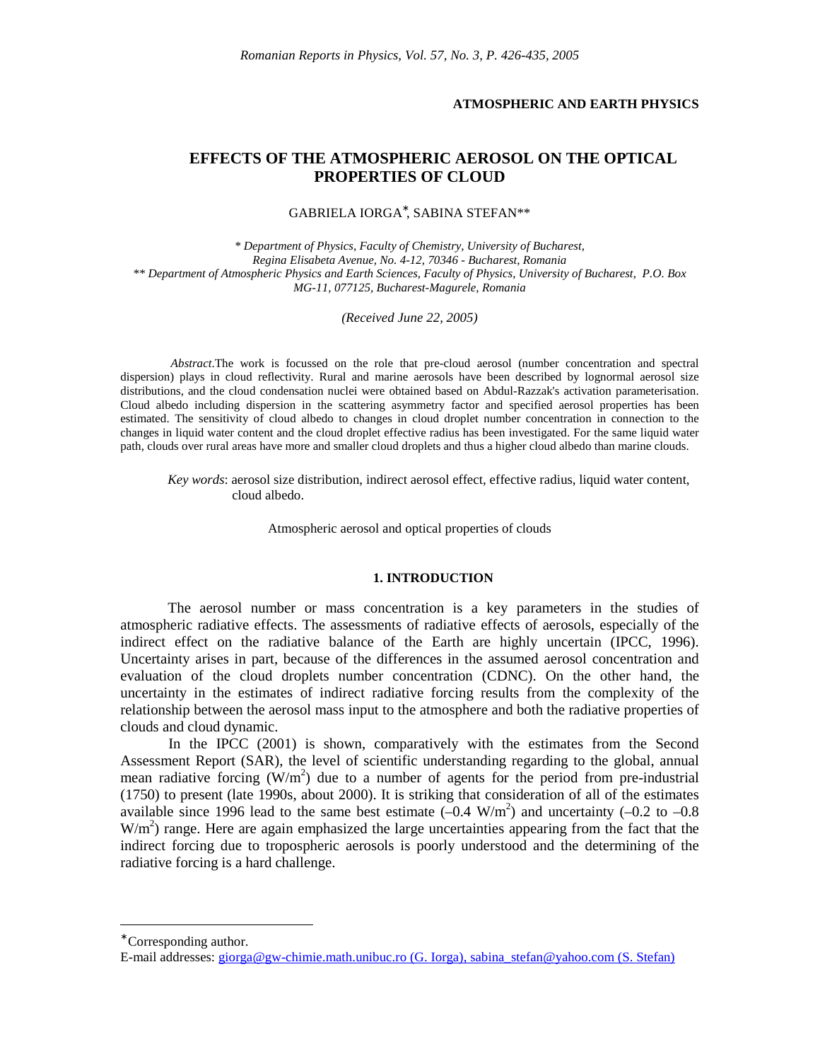ATMOSPHERIC AND EARTH PHYSICS

# EFFECTS OF THE ATMOSPHERIC AEROSOL ON THE OPTICAL PROPERTIES OF CLOUD

GABRIELA IORGA*, SABINA STEFAN**

*\* Department of Physics, Faculty of Chemistry, University of Bucharest, Regina Elisabeta Avenue, No. 4-12, 70346 - Bucharest, Romania*
*\*\* Department of Atmospheric Physics and Earth Sciences, Faculty of Physics, University of Bucharest, P.O. Box MG-11, 077125, Bucharest-Magurele, Romania*

*(Received June 22, 2005)*

*Abstract*.The work is focussed on the role that pre-cloud aerosol (number concentration and spectral dispersion) plays in cloud reflectivity. Rural and marine aerosols have been described by lognormal aerosol size distributions, and the cloud condensation nuclei were obtained based on Abdul-Razzak's activation parameterisation. Cloud albedo including dispersion in the scattering asymmetry factor and specified aerosol properties has been estimated. The sensitivity of cloud albedo to changes in cloud droplet number concentration in connection to the changes in liquid water content and the cloud droplet effective radius has been investigated. For the same liquid water path, clouds over rural areas have more and smaller cloud droplets and thus a higher cloud albedo than marine clouds.

*Key words*: aerosol size distribution, indirect aerosol effect, effective radius, liquid water content, cloud albedo.

Atmospheric aerosol and optical properties of clouds

## 1. INTRODUCTION

The aerosol number or mass concentration is a key parameters in the studies of atmospheric radiative effects. The assessments of radiative effects of aerosols, especially of the indirect effect on the radiative balance of the Earth are highly uncertain (IPCC, 1996). Uncertainty arises in part, because of the differences in the assumed aerosol concentration and evaluation of the cloud droplets number concentration (CDNC). On the other hand, the uncertainty in the estimates of indirect radiative forcing results from the complexity of the relationship between the aerosol mass input to the atmosphere and both the radiative properties of clouds and cloud dynamic.

In the IPCC (2001) is shown, comparatively with the estimates from the Second Assessment Report (SAR), the level of scientific understanding regarding to the global, annual mean radiative forcing ($W/m^2$) due to a number of agents for the period from pre-industrial (1750) to present (late 1990s, about 2000). It is striking that consideration of all of the estimates available since 1996 lead to the same best estimate ($-0.4$ $W/m^2$) and uncertainty ($-0.2$ to $-0.8$ $W/m^2$) range. Here are again emphasized the large uncertainties appearing from the fact that the indirect forcing due to tropospheric aerosols is poorly understood and the determining of the radiative forcing is a hard challenge.

---

*Corresponding author.
E-mail addresses: giorga@gw-chimie.math.unibuc.ro (G. Iorga), sabina_stefan@yahoo.com (S. Stefan)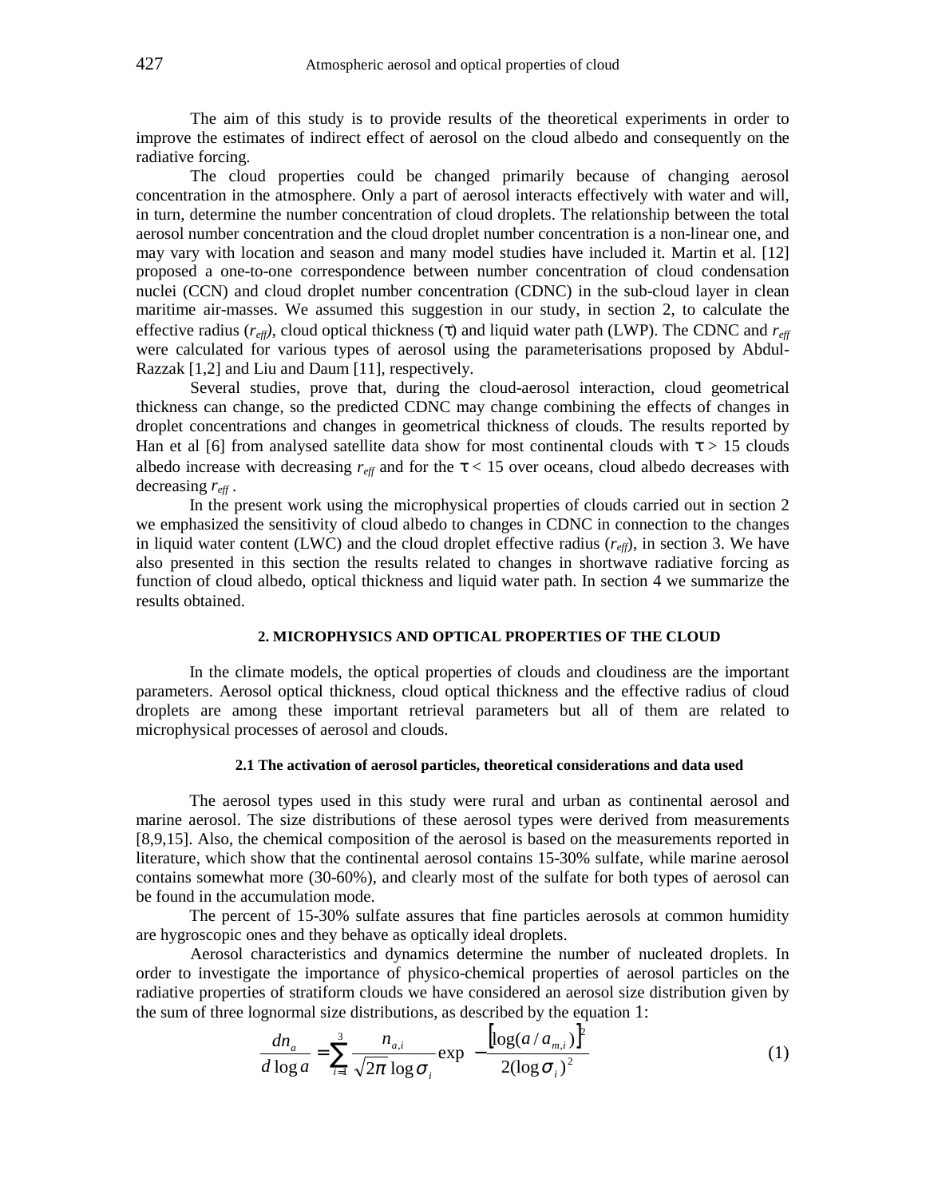The aim of this study is to provide results of the theoretical experiments in order to improve the estimates of indirect effect of aerosol on the cloud albedo and consequently on the radiative forcing.

The cloud properties could be changed primarily because of changing aerosol concentration in the atmosphere. Only a part of aerosol interacts effectively with water and will, in turn, determine the number concentration of cloud droplets. The relationship between the total aerosol number concentration and the cloud droplet number concentration is a non-linear one, and may vary with location and season and many model studies have included it. Martin et al. [12] proposed a one-to-one correspondence between number concentration of cloud condensation nuclei (CCN) and cloud droplet number concentration (CDNC) in the sub-cloud layer in clean maritime air-masses. We assumed this suggestion in our study, in section 2, to calculate the effective radius ($r_{eff}$), cloud optical thickness ($\tau$) and liquid water path (LWP). The CDNC and $r_{eff}$ were calculated for various types of aerosol using the parameterisations proposed by Abdul-Razzak [1,2] and Liu and Daum [11], respectively.

Several studies, prove that, during the cloud-aerosol interaction, cloud geometrical thickness can change, so the predicted CDNC may change combining the effects of changes in droplet concentrations and changes in geometrical thickness of clouds. The results reported by Han et al [6] from analysed satellite data show for most continental clouds with $\tau > 15$ clouds albedo increase with decreasing $r_{eff}$ and for the $\tau < 15$ over oceans, cloud albedo decreases with decreasing $r_{eff}$.

In the present work using the microphysical properties of clouds carried out in section 2 we emphasized the sensitivity of cloud albedo to changes in CDNC in connection to the changes in liquid water content (LWC) and the cloud droplet effective radius ($r_{eff}$), in section 3. We have also presented in this section the results related to changes in shortwave radiative forcing as function of cloud albedo, optical thickness and liquid water path. In section 4 we summarize the results obtained.

## 2. MICROPHYSICS AND OPTICAL PROPERTIES OF THE CLOUD

In the climate models, the optical properties of clouds and cloudiness are the important parameters. Aerosol optical thickness, cloud optical thickness and the effective radius of cloud droplets are among these important retrieval parameters but all of them are related to microphysical processes of aerosol and clouds.

### 2.1 The activation of aerosol particles, theoretical considerations and data used

The aerosol types used in this study were rural and urban as continental aerosol and marine aerosol. The size distributions of these aerosol types were derived from measurements [8,9,15]. Also, the chemical composition of the aerosol is based on the measurements reported in literature, which show that the continental aerosol contains 15-30% sulfate, while marine aerosol contains somewhat more (30-60%), and clearly most of the sulfate for both types of aerosol can be found in the accumulation mode.

The percent of 15-30% sulfate assures that fine particles aerosols at common humidity are hygroscopic ones and they behave as optically ideal droplets.

Aerosol characteristics and dynamics determine the number of nucleated droplets. In order to investigate the importance of physico-chemical properties of aerosol particles on the radiative properties of stratiform clouds we have considered an aerosol size distribution given by the sum of three lognormal size distributions, as described by the equation 1:

$$\frac{dn_a}{d\log a} = \sum_{i=1}^{3} \frac{n_{a,i}}{\sqrt{2\pi}\log\sigma_i} \exp\left(-\frac{\left[\log(a/a_{m,i})\right]^2}{2(\log\sigma_i)^2}\right) \tag{1}$$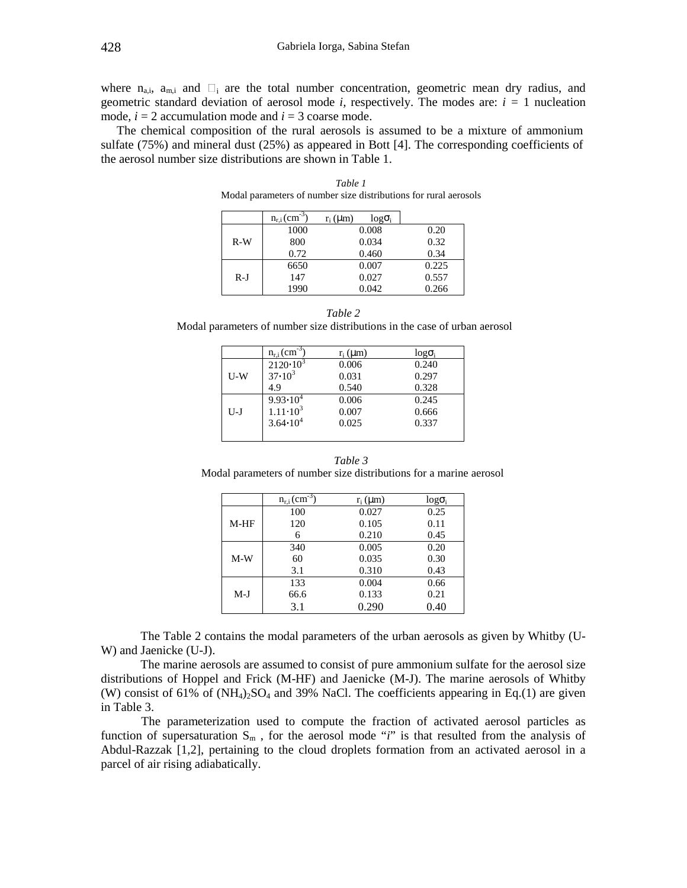where $n_{a,i}$, $a_{m,i}$ and $\sigma_i$ are the total number concentration, geometric mean dry radius, and geometric standard deviation of aerosol mode *i*, respectively. The modes are: $i = 1$ nucleation mode, $i = 2$ accumulation mode and $i = 3$ coarse mode.

The chemical composition of the rural aerosols is assumed to be a mixture of ammonium sulfate (75%) and mineral dust (25%) as appeared in Bott [4]. The corresponding coefficients of the aerosol number size distributions are shown in Table 1.

*Table 1*

Modal parameters of number size distributions for rural aerosols

| | $n_{r,i}$ (cm$^{-3}$) | $r_i$ (μm) | $\log\sigma_i$ |
|---|---|---|---|
| R-W | 1000 | 0.008 | 0.20 |
| | 800 | 0.034 | 0.32 |
| | 0.72 | 0.460 | 0.34 |
| R-J | 6650 | 0.007 | 0.225 |
| | 147 | 0.027 | 0.557 |
| | 1990 | 0.042 | 0.266 |

*Table 2*

Modal parameters of number size distributions in the case of urban aerosol

| | $n_{r,i}$ (cm$^{-3}$) | $r_i$ (μm) | $\log\sigma_i$ |
|---|---|---|---|
| U-W | $2120 \cdot 10^3$ | 0.006 | 0.240 |
| | $37 \cdot 10^3$ | 0.031 | 0.297 |
| | 4.9 | 0.540 | 0.328 |
| U-J | $9.93 \cdot 10^4$ | 0.006 | 0.245 |
| | $1.11 \cdot 10^3$ | 0.007 | 0.666 |
| | $3.64 \cdot 10^4$ | 0.025 | 0.337 |

*Table 3*

Modal parameters of number size distributions for a marine aerosol

| | $n_{r,i}$ (cm$^{-3}$) | $r_i$ (μm) | $\log\sigma_i$ |
|---|---|---|---|
| M-HF | 100 | 0.027 | 0.25 |
| | 120 | 0.105 | 0.11 |
| | 6 | 0.210 | 0.45 |
| M-W | 340 | 0.005 | 0.20 |
| | 60 | 0.035 | 0.30 |
| | 3.1 | 0.310 | 0.43 |
| M-J | 133 | 0.004 | 0.66 |
| | 66.6 | 0.133 | 0.21 |
| | 3.1 | 0.290 | 0.40 |

The Table 2 contains the modal parameters of the urban aerosols as given by Whitby (U-W) and Jaenicke (U-J).

The marine aerosols are assumed to consist of pure ammonium sulfate for the aerosol size distributions of Hoppel and Frick (M-HF) and Jaenicke (M-J). The marine aerosols of Whitby (W) consist of 61% of $(NH_4)_2SO_4$ and 39% NaCl. The coefficients appearing in Eq.(1) are given in Table 3.

The parameterization used to compute the fraction of activated aerosol particles as function of supersaturation $S_m$ , for the aerosol mode "*i*" is that resulted from the analysis of Abdul-Razzak [1,2], pertaining to the cloud droplets formation from an activated aerosol in a parcel of air rising adiabatically.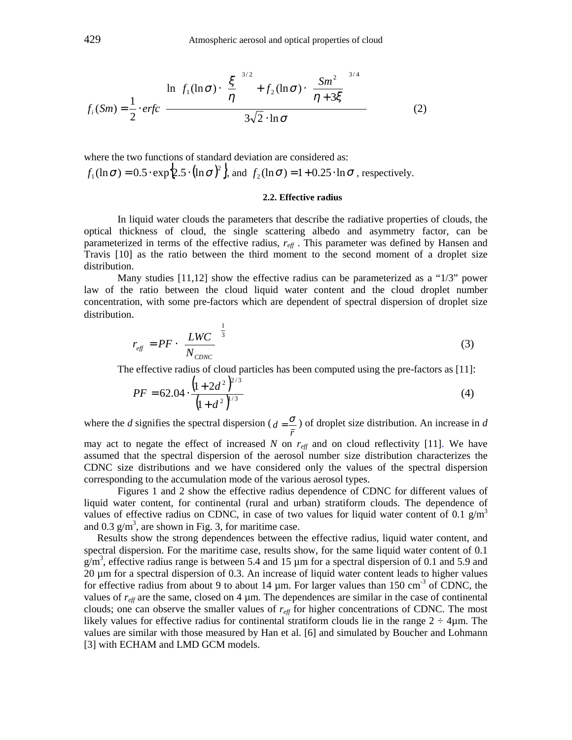$$f_i(Sm) = \frac{1}{2} \cdot erfc\left[\frac{\ln\left[f_1(\ln\sigma)\cdot\left(\frac{\xi}{\eta}\right)^{3/2} + f_2(\ln\sigma)\cdot\left(\frac{Sm^2}{\eta+3\xi}\right)^{3/4}\right]}{3\sqrt{2}\cdot\ln\sigma}\right] \tag{2}$$

where the two functions of standard deviation are considered as:
$f_1(\ln\sigma) = 0.5\cdot\exp\left\{2.5\cdot(\ln\sigma)^2\right\}$, and $f_2(\ln\sigma) = 1 + 0.25\cdot\ln\sigma$, respectively.

### 2.2. Effective radius

In liquid water clouds the parameters that describe the radiative properties of clouds, the optical thickness of cloud, the single scattering albedo and asymmetry factor, can be parameterized in terms of the effective radius, $r_{eff}$. This parameter was defined by Hansen and Travis [10] as the ratio between the third moment to the second moment of a droplet size distribution.

Many studies [11,12] show the effective radius can be parameterized as a "1/3" power law of the ratio between the cloud liquid water content and the cloud droplet number concentration, with some pre-factors which are dependent of spectral dispersion of droplet size distribution.

$$r_{eff} = PF\cdot\left(\frac{LWC}{N_{CDNC}}\right)^{\frac{1}{3}} \tag{3}$$

The effective radius of cloud particles has been computed using the pre-factors as [11]:

$$PF = 62.04\cdot\frac{\left(1+2d^2\right)^{2/3}}{\left(1+d^2\right)^{1/3}} \tag{4}$$

where the $d$ signifies the spectral dispersion ($d = \frac{\sigma}{\bar{r}}$) of droplet size distribution. An increase in $d$ may act to negate the effect of increased $N$ on $r_{eff}$ and on cloud reflectivity [11]. We have assumed that the spectral dispersion of the aerosol number size distribution characterizes the CDNC size distributions and we have considered only the values of the spectral dispersion corresponding to the accumulation mode of the various aerosol types.

Figures 1 and 2 show the effective radius dependence of CDNC for different values of liquid water content, for continental (rural and urban) stratiform clouds. The dependence of values of effective radius on CDNC, in case of two values for liquid water content of 0.1 g/m$^3$ and 0.3 g/m$^3$, are shown in Fig. 3, for maritime case.

Results show the strong dependences between the effective radius, liquid water content, and spectral dispersion. For the maritime case, results show, for the same liquid water content of 0.1 g/m$^3$, effective radius range is between 5.4 and 15 µm for a spectral dispersion of 0.1 and 5.9 and 20 µm for a spectral dispersion of 0.3. An increase of liquid water content leads to higher values for effective radius from about 9 to about 14 µm. For larger values than 150 cm$^{-3}$ of CDNC, the values of $r_{eff}$ are the same, closed on 4 µm. The dependences are similar in the case of continental clouds; one can observe the smaller values of $r_{eff}$ for higher concentrations of CDNC. The most likely values for effective radius for continental stratiform clouds lie in the range 2 ÷ 4µm. The values are similar with those measured by Han et al. [6] and simulated by Boucher and Lohmann [3] with ECHAM and LMD GCM models.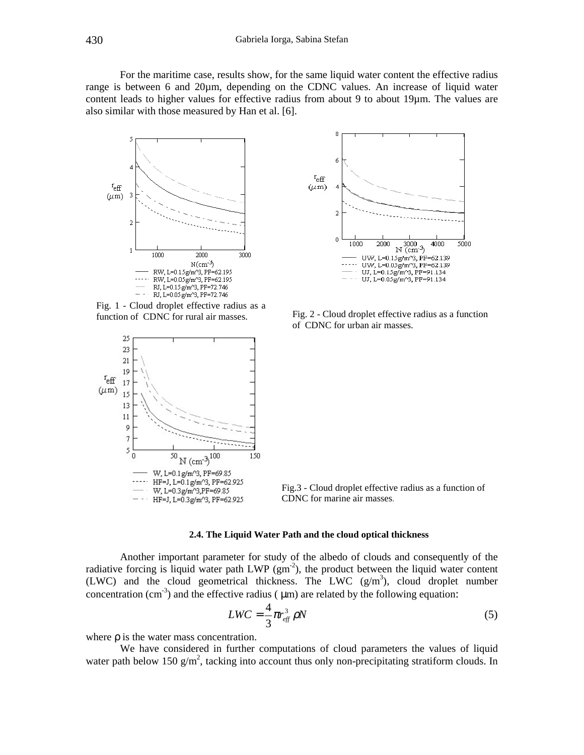For the maritime case, results show, for the same liquid water content the effective radius range is between 6 and 20µm, depending on the CDNC values. An increase of liquid water content leads to higher values for effective radius from about 9 to about 19µm. The values are also similar with those measured by Han et al. [6].

Fig. 1 - Cloud droplet effective radius as a function of CDNC for rural air masses.

Fig. 2 - Cloud droplet effective radius as a function of CDNC for urban air masses.

Fig.3 - Cloud droplet effective radius as a function of CDNC for marine air masses.

#### 2.4. The Liquid Water Path and the cloud optical thickness

Another important parameter for study of the albedo of clouds and consequently of the radiative forcing is liquid water path LWP ($gm^{-2}$), the product between the liquid water content (LWC) and the cloud geometrical thickness. The LWC ($g/m^3$), cloud droplet number concentration ($cm^{-3}$) and the effective radius ( µm) are related by the following equation:

$$LWC = \frac{4}{3}\pi r_{eff}^{3}\rho N \tag{5}$$

where ρ is the water mass concentration.

We have considered in further computations of cloud parameters the values of liquid water path below 150 $g/m^2$, tacking into account thus only non-precipitating stratiform clouds. In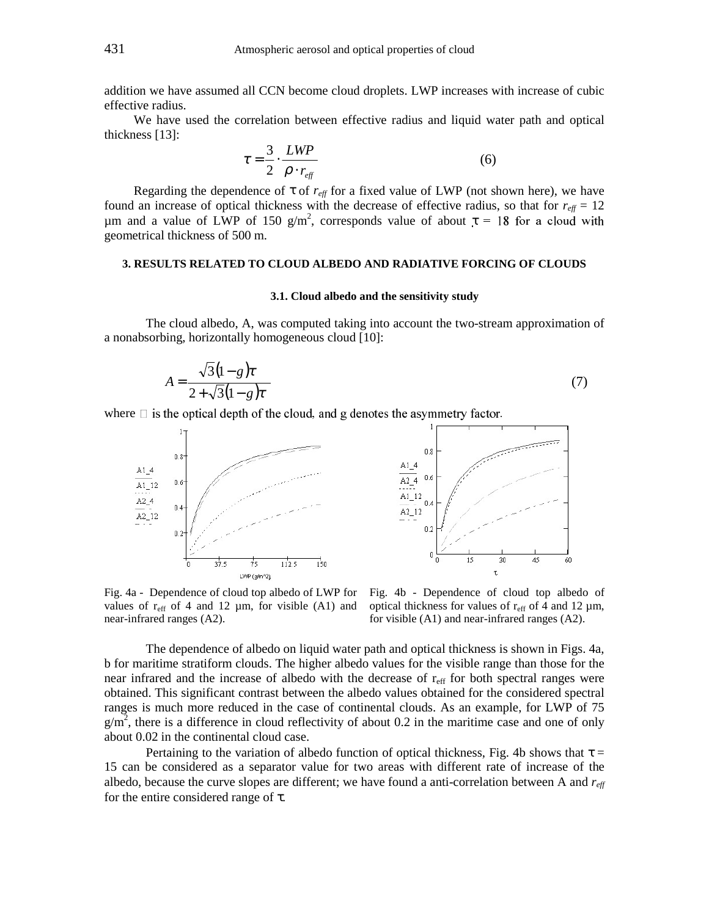addition we have assumed all CCN become cloud droplets. LWP increases with increase of cubic effective radius.

We have used the correlation between effective radius and liquid water path and optical thickness [13]:

$$\tau = \frac{3}{2} \cdot \frac{LWP}{\rho \cdot r_{eff}} \tag{6}$$

Regarding the dependence of $\tau$ of $r_{eff}$ for a fixed value of LWP (not shown here), we have found an increase of optical thickness with the decrease of effective radius, so that for $r_{eff}$ = 12 µm and a value of LWP of 150 g/m$^2$, corresponds value of about $\tau$ = 18 for a cloud with geometrical thickness of 500 m.

## 3. RESULTS RELATED TO CLOUD ALBEDO AND RADIATIVE FORCING OF CLOUDS

### 3.1. Cloud albedo and the sensitivity study

The cloud albedo, A, was computed taking into account the two-stream approximation of a nonabsorbing, horizontally homogeneous cloud [10]:

$$A = \frac{\sqrt{3}(1-g)\tau}{2+\sqrt{3}(1-g)\tau} \tag{7}$$

where $\tau$ is the optical depth of the cloud, and g denotes the asymmetry factor.

Fig. 4a - Dependence of cloud top albedo of LWP for values of $r_{eff}$ of 4 and 12 µm, for visible (A1) and near-infrared ranges (A2).

Fig. 4b - Dependence of cloud top albedo of optical thickness for values of $r_{eff}$ of 4 and 12 µm, for visible (A1) and near-infrared ranges (A2).

The dependence of albedo on liquid water path and optical thickness is shown in Figs. 4a, b for maritime stratiform clouds. The higher albedo values for the visible range than those for the near infrared and the increase of albedo with the decrease of $r_{eff}$ for both spectral ranges were obtained. This significant contrast between the albedo values obtained for the considered spectral ranges is much more reduced in the case of continental clouds. As an example, for LWP of 75 g/m$^2$, there is a difference in cloud reflectivity of about 0.2 in the maritime case and one of only about 0.02 in the continental cloud case.

Pertaining to the variation of albedo function of optical thickness, Fig. 4b shows that $\tau$ = 15 can be considered as a separator value for two areas with different rate of increase of the albedo, because the curve slopes are different; we have found a anti-correlation between A and $r_{eff}$ for the entire considered range of $\tau$.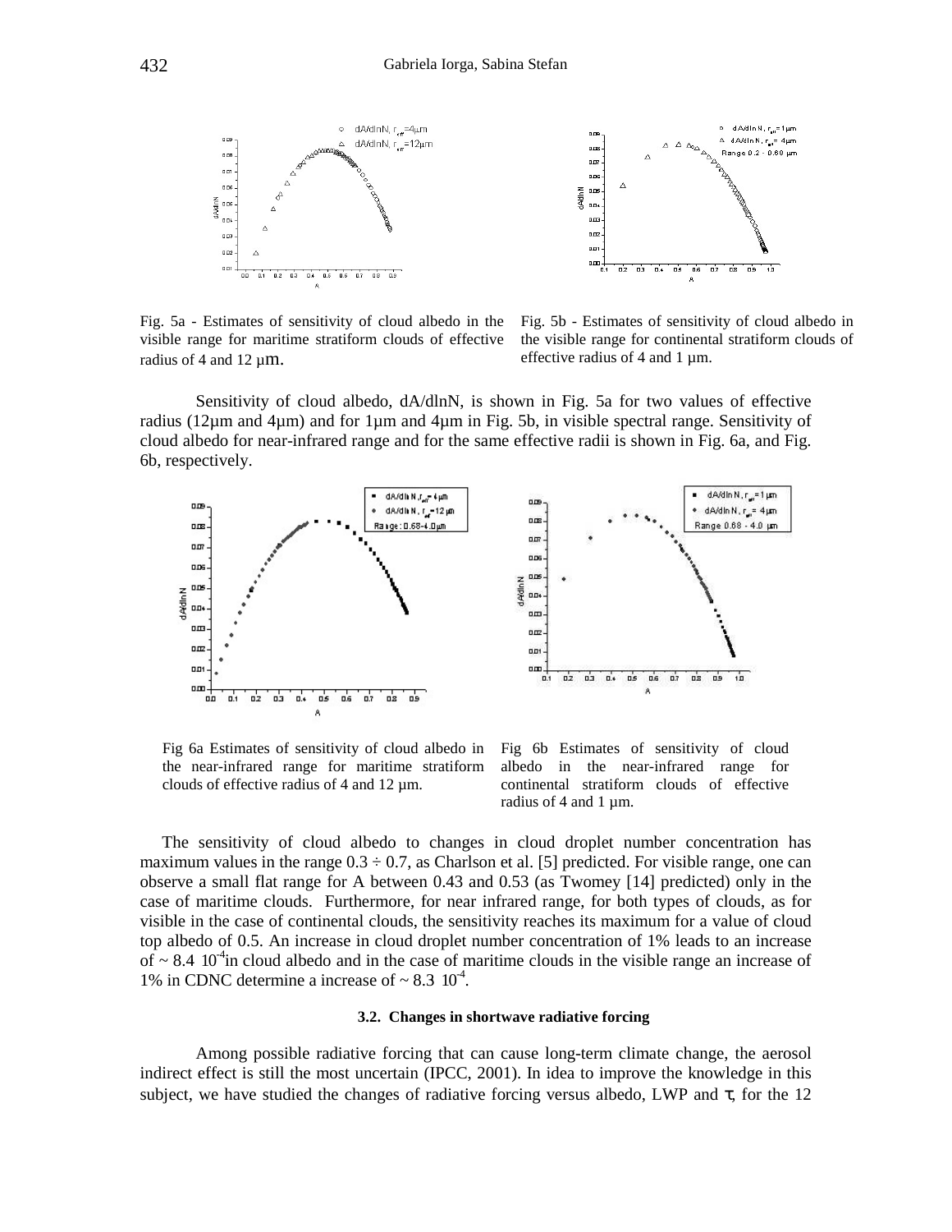Fig. 5a - Estimates of sensitivity of cloud albedo in the visible range for maritime stratiform clouds of effective radius of 4 and 12 µm.

Fig. 5b - Estimates of sensitivity of cloud albedo in the visible range for continental stratiform clouds of effective radius of 4 and 1 µm.

Sensitivity of cloud albedo, dA/dlnN, is shown in Fig. 5a for two values of effective radius (12µm and 4µm) and for 1µm and 4µm in Fig. 5b, in visible spectral range. Sensitivity of cloud albedo for near-infrared range and for the same effective radii is shown in Fig. 6a, and Fig. 6b, respectively.

Fig 6a Estimates of sensitivity of cloud albedo in the near-infrared range for maritime stratiform clouds of effective radius of 4 and 12 µm.

Fig 6b Estimates of sensitivity of cloud albedo in the near-infrared range for continental stratiform clouds of effective radius of 4 and 1 µm.

The sensitivity of cloud albedo to changes in cloud droplet number concentration has maximum values in the range 0.3 ÷ 0.7, as Charlson et al. [5] predicted. For visible range, one can observe a small flat range for A between 0.43 and 0.53 (as Twomey [14] predicted) only in the case of maritime clouds. Furthermore, for near infrared range, for both types of clouds, as for visible in the case of continental clouds, the sensitivity reaches its maximum for a value of cloud top albedo of 0.5. An increase in cloud droplet number concentration of 1% leads to an increase of $\sim 8.4 \cdot 10^{-4}$ in cloud albedo and in the case of maritime clouds in the visible range an increase of 1% in CDNC determine a increase of $\sim 8.3 \cdot 10^{-4}$.

### 3.2. Changes in shortwave radiative forcing

Among possible radiative forcing that can cause long-term climate change, the aerosol indirect effect is still the most uncertain (IPCC, 2001). In idea to improve the knowledge in this subject, we have studied the changes of radiative forcing versus albedo, LWP and $\tau$, for the 12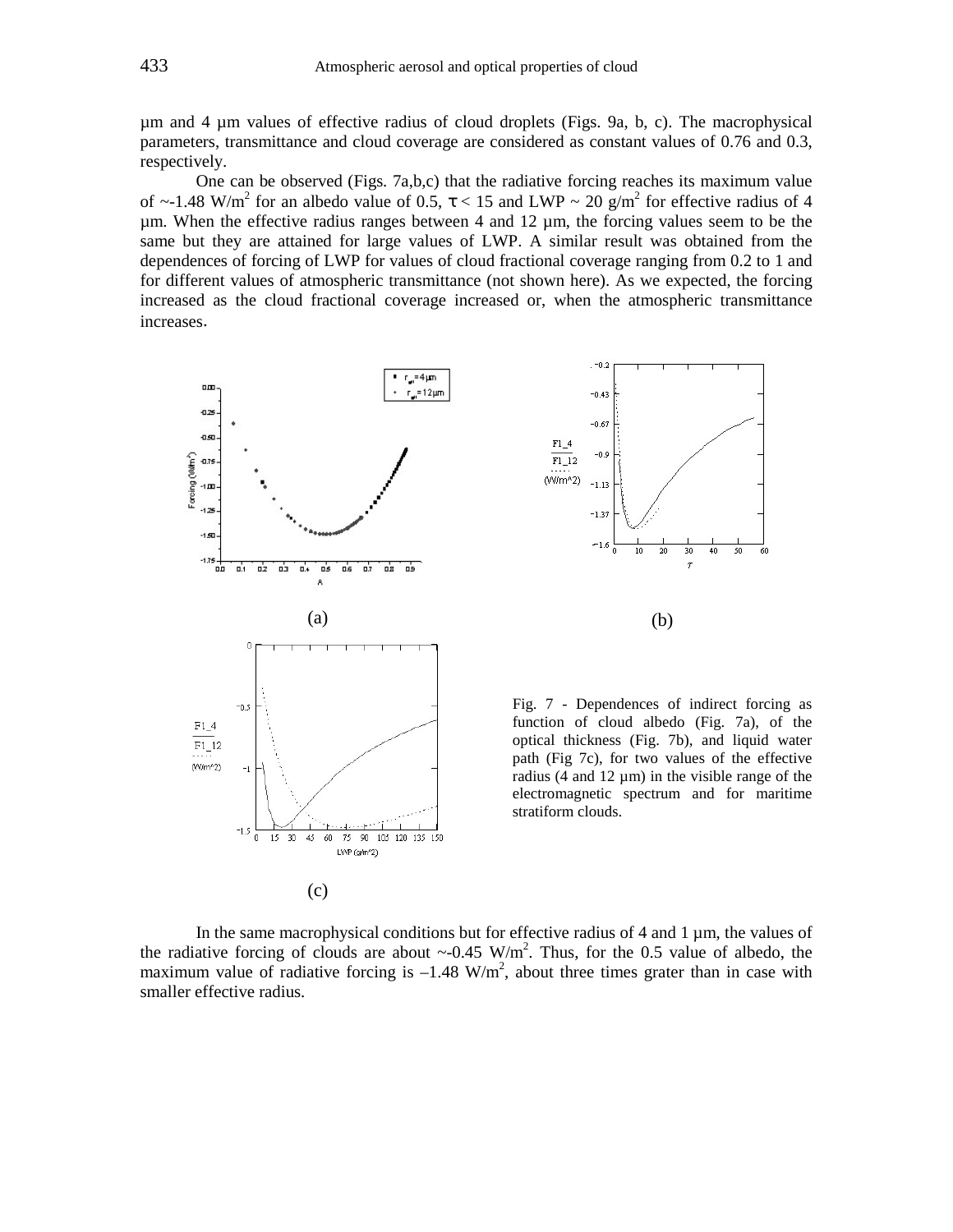µm and 4 µm values of effective radius of cloud droplets (Figs. 9a, b, c). The macrophysical parameters, transmittance and cloud coverage are considered as constant values of 0.76 and 0.3, respectively.

One can be observed (Figs. 7a,b,c) that the radiative forcing reaches its maximum value of ~-1.48 W/m$^2$ for an albedo value of 0.5, $\tau < 15$ and LWP ~ 20 g/m$^2$ for effective radius of 4 µm. When the effective radius ranges between 4 and 12 µm, the forcing values seem to be the same but they are attained for large values of LWP. A similar result was obtained from the dependences of forcing of LWP for values of cloud fractional coverage ranging from 0.2 to 1 and for different values of atmospheric transmittance (not shown here). As we expected, the forcing increased as the cloud fractional coverage increased or, when the atmospheric transmittance increases.

(a)

(b)

(c)

Fig. 7 - Dependences of indirect forcing as function of cloud albedo (Fig. 7a), of the optical thickness (Fig. 7b), and liquid water path (Fig 7c), for two values of the effective radius (4 and 12 µm) in the visible range of the electromagnetic spectrum and for maritime stratiform clouds.

In the same macrophysical conditions but for effective radius of 4 and 1 µm, the values of the radiative forcing of clouds are about ~-0.45 W/m$^2$. Thus, for the 0.5 value of albedo, the maximum value of radiative forcing is –1.48 W/m$^2$, about three times grater than in case with smaller effective radius.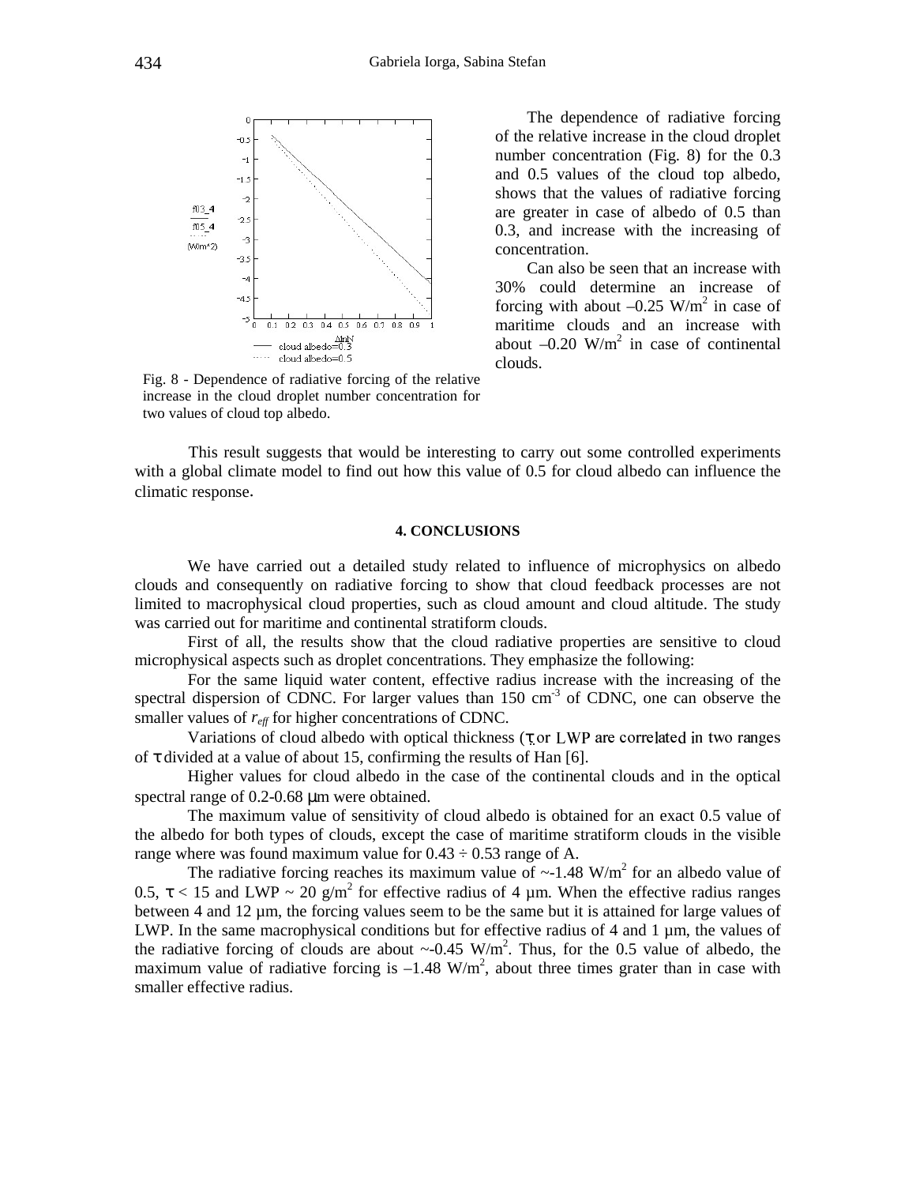The dependence of radiative forcing of the relative increase in the cloud droplet number concentration (Fig. 8) for the 0.3 and 0.5 values of the cloud top albedo, shows that the values of radiative forcing are greater in case of albedo of 0.5 than 0.3, and increase with the increasing of concentration.

Can also be seen that an increase with 30% could determine an increase of forcing with about $-0.25$ W/m$^2$ in case of maritime clouds and an increase with about $-0.20$ W/m$^2$ in case of continental clouds.

Fig. 8 - Dependence of radiative forcing of the relative increase in the cloud droplet number concentration for two values of cloud top albedo.

This result suggests that would be interesting to carry out some controlled experiments with a global climate model to find out how this value of 0.5 for cloud albedo can influence the climatic response.

#### 4. CONCLUSIONS

We have carried out a detailed study related to influence of microphysics on albedo clouds and consequently on radiative forcing to show that cloud feedback processes are not limited to macrophysical cloud properties, such as cloud amount and cloud altitude. The study was carried out for maritime and continental stratiform clouds.

First of all, the results show that the cloud radiative properties are sensitive to cloud microphysical aspects such as droplet concentrations. They emphasize the following:

For the same liquid water content, effective radius increase with the increasing of the spectral dispersion of CDNC. For larger values than 150 cm$^{-3}$ of CDNC, one can observe the smaller values of $r_{eff}$ for higher concentrations of CDNC.

Variations of cloud albedo with optical thickness ($\tau$ or LWP are correlated in two ranges of $\tau$ divided at a value of about 15, confirming the results of Han [6].

Higher values for cloud albedo in the case of the continental clouds and in the optical spectral range of 0.2-0.68 μm were obtained.

The maximum value of sensitivity of cloud albedo is obtained for an exact 0.5 value of the albedo for both types of clouds, except the case of maritime stratiform clouds in the visible range where was found maximum value for $0.43 \div 0.53$ range of A.

The radiative forcing reaches its maximum value of ~-1.48 W/m$^2$ for an albedo value of 0.5, $\tau < 15$ and LWP ~ 20 g/m$^2$ for effective radius of 4 µm. When the effective radius ranges between 4 and 12 µm, the forcing values seem to be the same but it is attained for large values of LWP. In the same macrophysical conditions but for effective radius of 4 and 1 µm, the values of the radiative forcing of clouds are about ~-0.45 W/m$^2$. Thus, for the 0.5 value of albedo, the maximum value of radiative forcing is $-1.48$ W/m$^2$, about three times grater than in case with smaller effective radius.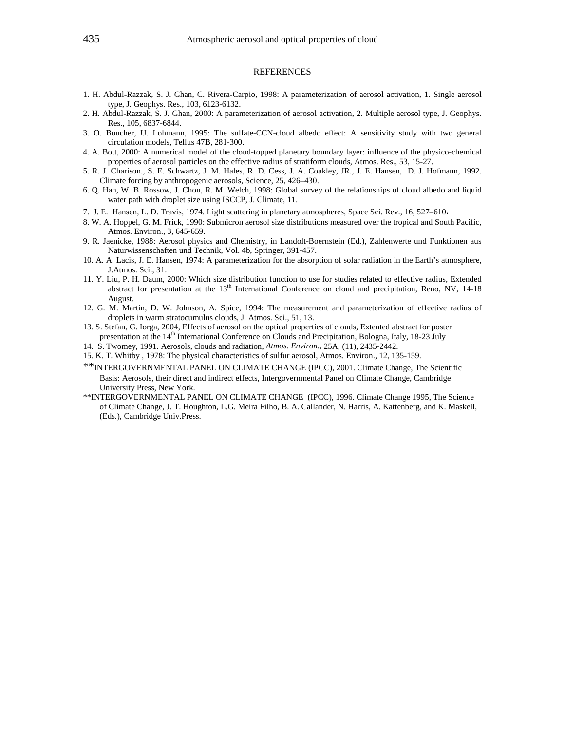## REFERENCES

1. H. Abdul-Razzak, S. J. Ghan, C. Rivera-Carpio, 1998: A parameterization of aerosol activation, 1. Single aerosol type, J. Geophys. Res., 103, 6123-6132.
2. H. Abdul-Razzak, S. J. Ghan, 2000: A parameterization of aerosol activation, 2. Multiple aerosol type, J. Geophys. Res., 105, 6837-6844.
3. O. Boucher, U. Lohmann, 1995: The sulfate-CCN-cloud albedo effect: A sensitivity study with two general circulation models, Tellus 47B, 281-300.
4. A. Bott, 2000: A numerical model of the cloud-topped planetary boundary layer: influence of the physico-chemical properties of aerosol particles on the effective radius of stratiform clouds, Atmos. Res., 53, 15-27.
5. R. J. Charison., S. E. Schwartz, J. M. Hales, R. D. Cess, J. A. Coakley, JR., J. E. Hansen, D. J. Hofmann, 1992. Climate forcing by anthropogenic aerosols, Science, 25, 426–430.
6. Q. Han, W. B. Rossow, J. Chou, R. M. Welch, 1998: Global survey of the relationships of cloud albedo and liquid water path with droplet size using ISCCP, J. Climate, 11.
7. J. E. Hansen, L. D. Travis, 1974. Light scattering in planetary atmospheres, Space Sci. Rev., 16, 527–610.
8. W. A. Hoppel, G. M. Frick, 1990: Submicron aerosol size distributions measured over the tropical and South Pacific, Atmos. Environ., 3, 645-659.
9. R. Jaenicke, 1988: Aerosol physics and Chemistry, in Landolt-Boernstein (Ed.), Zahlenwerte und Funktionen aus Naturwissenschaften und Technik, Vol. 4b, Springer, 391-457.
10. A. A. Lacis, J. E. Hansen, 1974: A parameterization for the absorption of solar radiation in the Earth's atmosphere, J.Atmos. Sci., 31.
11. Y. Liu, P. H. Daum, 2000: Which size distribution function to use for studies related to effective radius, Extended abstract for presentation at the 13th International Conference on cloud and precipitation, Reno, NV, 14-18 August.
12. G. M. Martin, D. W. Johnson, A. Spice, 1994: The measurement and parameterization of effective radius of droplets in warm stratocumulus clouds, J. Atmos. Sci., 51, 13.
13. S. Stefan, G. Iorga, 2004, Effects of aerosol on the optical properties of clouds, Extented abstract for poster presentation at the 14th International Conference on Clouds and Precipitation, Bologna, Italy, 18-23 July
14. S. Twomey, 1991. Aerosols, clouds and radiation, *Atmos. Environ.*, 25A, (11), 2435-2442.
15. K. T. Whitby , 1978: The physical characteristics of sulfur aerosol, Atmos. Environ., 12, 135-159.

**INTERGOVERNMENTAL PANEL ON CLIMATE CHANGE (IPCC), 2001. Climate Change, The Scientific Basis: Aerosols, their direct and indirect effects, Intergovernmental Panel on Climate Change, Cambridge University Press, New York.

**INTERGOVERNMENTAL PANEL ON CLIMATE CHANGE (IPCC), 1996. Climate Change 1995, The Science of Climate Change, J. T. Houghton, L.G. Meira Filho, B. A. Callander, N. Harris, A. Kattenberg, and K. Maskell, (Eds.), Cambridge Univ.Press.